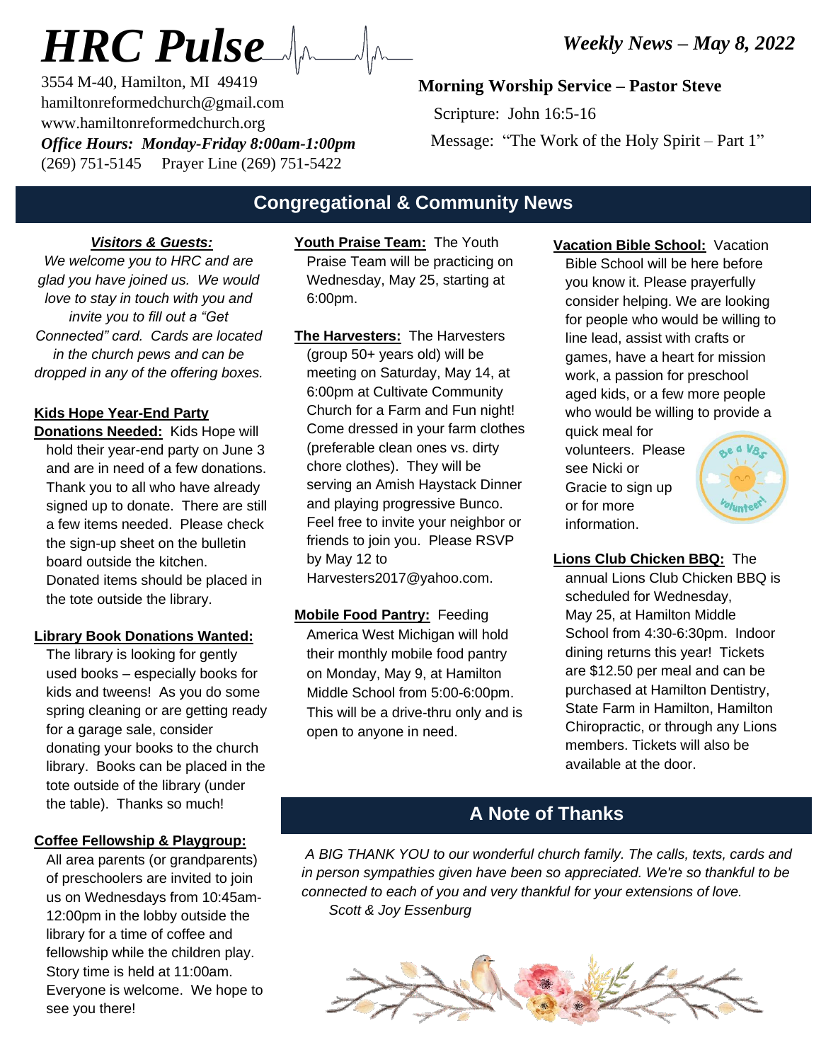# HRC Pulse

*Weekly News – May 8, 2022*

3554 M-40, Hamilton, MI 49419
hamiltonreformedchurch@gmail.com
www.hamiltonreformedchurch.org
***Office Hours: Monday-Friday 8:00am-1:00pm***
(269) 751-5145 Prayer Line (269) 751-5422

**Morning Worship Service – Pastor Steve**

Scripture: John 16:5-16
Message: "The Work of the Holy Spirit – Part 1"

## Congregational & Community News

***Visitors & Guests:***

*We welcome you to HRC and are glad you have joined us. We would love to stay in touch with you and invite you to fill out a "Get Connected" card. Cards are located in the church pews and can be dropped in any of the offering boxes.*

**Kids Hope Year-End Party Donations Needed:** Kids Hope will hold their year-end party on June 3 and are in need of a few donations. Thank you to all who have already signed up to donate. There are still a few items needed. Please check the sign-up sheet on the bulletin board outside the kitchen. Donated items should be placed in the tote outside the library.

**Library Book Donations Wanted:** The library is looking for gently used books – especially books for kids and tweens! As you do some spring cleaning or are getting ready for a garage sale, consider donating your books to the church library. Books can be placed in the tote outside of the library (under the table). Thanks so much!

**Coffee Fellowship & Playgroup:** All area parents (or grandparents) of preschoolers are invited to join us on Wednesdays from 10:45am-12:00pm in the lobby outside the library for a time of coffee and fellowship while the children play. Story time is held at 11:00am. Everyone is welcome. We hope to see you there!

**Youth Praise Team:** The Youth Praise Team will be practicing on Wednesday, May 25, starting at 6:00pm.

**The Harvesters:** The Harvesters (group 50+ years old) will be meeting on Saturday, May 14, at 6:00pm at Cultivate Community Church for a Farm and Fun night! Come dressed in your farm clothes (preferable clean ones vs. dirty chore clothes). They will be serving an Amish Haystack Dinner and playing progressive Bunco. Feel free to invite your neighbor or friends to join you. Please RSVP by May 12 to Harvesters2017@yahoo.com.

**Mobile Food Pantry:** Feeding America West Michigan will hold their monthly mobile food pantry on Monday, May 9, at Hamilton Middle School from 5:00-6:00pm. This will be a drive-thru only and is open to anyone in need.

**Vacation Bible School:** Vacation Bible School will be here before you know it. Please prayerfully consider helping. We are looking for people who would be willing to line lead, assist with crafts or games, have a heart for mission work, a passion for preschool aged kids, or a few more people who would be willing to provide a quick meal for volunteers. Please see Nicki or Gracie to sign up or for more information.

**Lions Club Chicken BBQ:** The annual Lions Club Chicken BBQ is scheduled for Wednesday, May 25, at Hamilton Middle School from 4:30-6:30pm. Indoor dining returns this year! Tickets are $12.50 per meal and can be purchased at Hamilton Dentistry, State Farm in Hamilton, Hamilton Chiropractic, or through any Lions members. Tickets will also be available at the door.

## A Note of Thanks

*A BIG THANK YOU to our wonderful church family. The calls, texts, cards and in person sympathies given have been so appreciated. We're so thankful to be connected to each of you and very thankful for your extensions of love.*
*Scott & Joy Essenburg*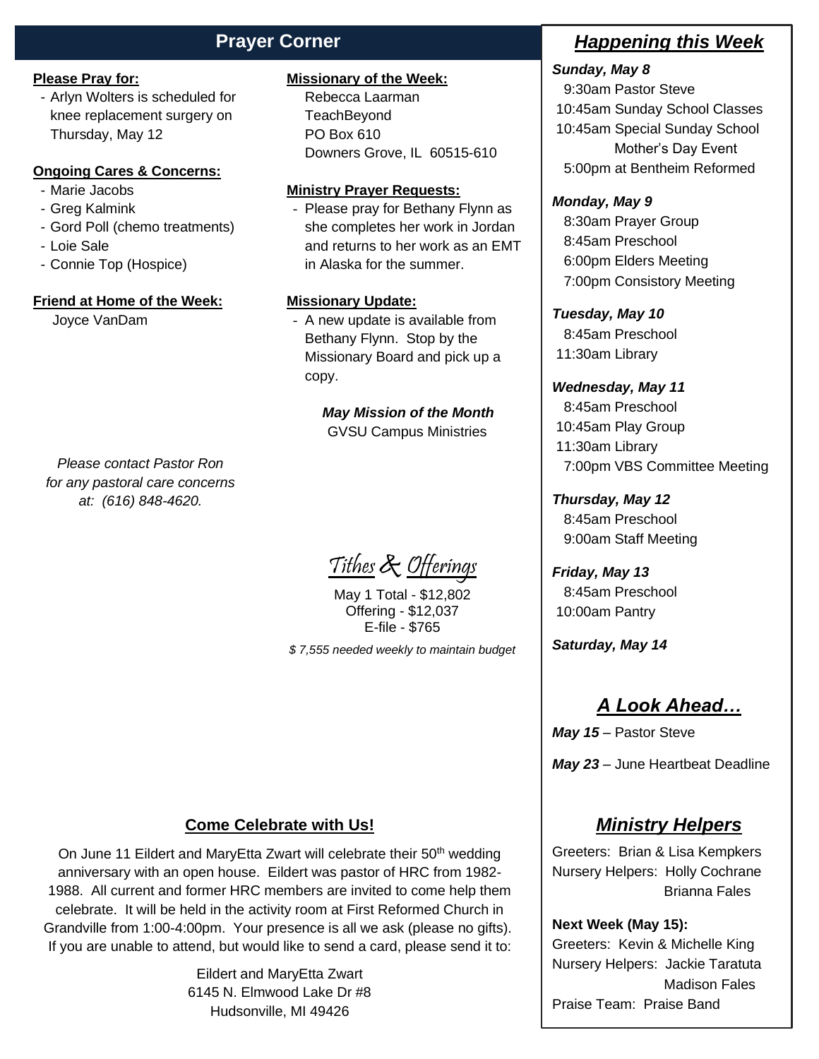## Prayer Corner

**Please Pray for:**

- Arlyn Wolters is scheduled for knee replacement surgery on Thursday, May 12

**Ongoing Cares & Concerns:**

- Marie Jacobs
- Greg Kalmink
- Gord Poll (chemo treatments)
- Loie Sale
- Connie Top (Hospice)

**Friend at Home of the Week:**

Joyce VanDam

*Please contact Pastor Ron for any pastoral care concerns at: (616) 848-4620.*

**Missionary of the Week:**

Rebecca Laarman
TeachBeyond
PO Box 610
Downers Grove, IL 60515-610

**Ministry Prayer Requests:**

- Please pray for Bethany Flynn as she completes her work in Jordan and returns to her work as an EMT in Alaska for the summer.

**Missionary Update:**

- A new update is available from Bethany Flynn. Stop by the Missionary Board and pick up a copy.

***May Mission of the Month***
GVSU Campus Ministries

### Tithes & Offerings

May 1 Total - $12,802
Offering - $12,037
E-file - $765

*$ 7,555 needed weekly to maintain budget*

### Come Celebrate with Us!

On June 11 Eildert and MaryEtta Zwart will celebrate their 50th wedding anniversary with an open house. Eildert was pastor of HRC from 1982-1988. All current and former HRC members are invited to come help them celebrate. It will be held in the activity room at First Reformed Church in Grandville from 1:00-4:00pm. Your presence is all we ask (please no gifts). If you are unable to attend, but would like to send a card, please send it to:

Eildert and MaryEtta Zwart
6145 N. Elmwood Lake Dr #8
Hudsonville, MI 49426

## *Happening this Week*

***Sunday, May 8***
9:30am Pastor Steve
10:45am Sunday School Classes
10:45am Special Sunday School Mother's Day Event
5:00pm at Bentheim Reformed

***Monday, May 9***
8:30am Prayer Group
8:45am Preschool
6:00pm Elders Meeting
7:00pm Consistory Meeting

***Tuesday, May 10***
8:45am Preschool
11:30am Library

***Wednesday, May 11***
8:45am Preschool
10:45am Play Group
11:30am Library
7:00pm VBS Committee Meeting

***Thursday, May 12***
8:45am Preschool
9:00am Staff Meeting

***Friday, May 13***
8:45am Preschool
10:00am Pantry

***Saturday, May 14***

## *A Look Ahead…*

***May 15*** – Pastor Steve

***May 23*** – June Heartbeat Deadline

## *Ministry Helpers*

Greeters: Brian & Lisa Kempkers
Nursery Helpers: Holly Cochrane
Brianna Fales

**Next Week (May 15):**
Greeters: Kevin & Michelle King
Nursery Helpers: Jackie Taratuta
Madison Fales
Praise Team: Praise Band